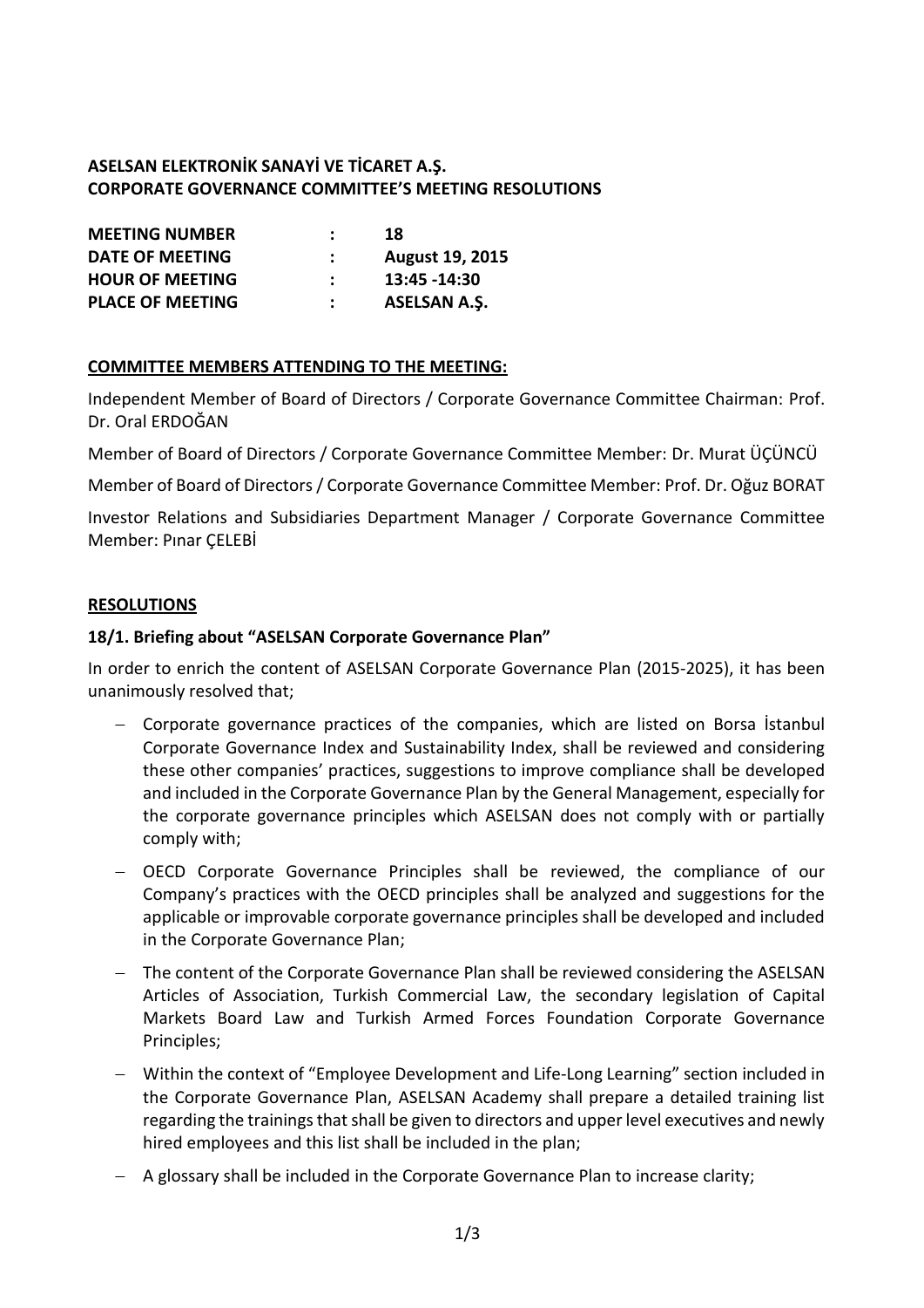**ASELSAN ELEKTRONİK SANAYİ VE TİCARET A.Ş.**
**CORPORATE GOVERNANCE COMMITTEE'S MEETING RESOLUTIONS**

| | | |
|---|---|---|
| **MEETING NUMBER** | **:** | **18** |
| **DATE OF MEETING** | **:** | **August 19, 2015** |
| **HOUR OF MEETING** | **:** | **13:45 -14:30** |
| **PLACE OF MEETING** | **:** | **ASELSAN A.Ş.** |

**COMMITTEE MEMBERS ATTENDING TO THE MEETING:**

Independent Member of Board of Directors / Corporate Governance Committee Chairman: Prof. Dr. Oral ERDOĞAN

Member of Board of Directors / Corporate Governance Committee Member: Dr. Murat ÜÇÜNCÜ

Member of Board of Directors / Corporate Governance Committee Member: Prof. Dr. Oğuz BORAT

Investor Relations and Subsidiaries Department Manager / Corporate Governance Committee Member: Pınar ÇELEBİ

**RESOLUTIONS**

**18/1. Briefing about "ASELSAN Corporate Governance Plan"**

In order to enrich the content of ASELSAN Corporate Governance Plan (2015-2025), it has been unanimously resolved that;

- Corporate governance practices of the companies, which are listed on Borsa İstanbul Corporate Governance Index and Sustainability Index, shall be reviewed and considering these other companies' practices, suggestions to improve compliance shall be developed and included in the Corporate Governance Plan by the General Management, especially for the corporate governance principles which ASELSAN does not comply with or partially comply with;
- OECD Corporate Governance Principles shall be reviewed, the compliance of our Company's practices with the OECD principles shall be analyzed and suggestions for the applicable or improvable corporate governance principles shall be developed and included in the Corporate Governance Plan;
- The content of the Corporate Governance Plan shall be reviewed considering the ASELSAN Articles of Association, Turkish Commercial Law, the secondary legislation of Capital Markets Board Law and Turkish Armed Forces Foundation Corporate Governance Principles;
- Within the context of "Employee Development and Life-Long Learning" section included in the Corporate Governance Plan, ASELSAN Academy shall prepare a detailed training list regarding the trainings that shall be given to directors and upper level executives and newly hired employees and this list shall be included in the plan;
- A glossary shall be included in the Corporate Governance Plan to increase clarity;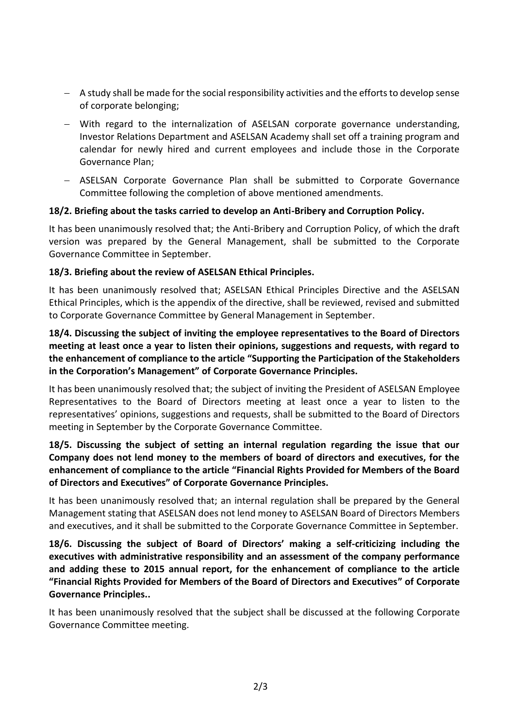- A study shall be made for the social responsibility activities and the efforts to develop sense of corporate belonging;
- With regard to the internalization of ASELSAN corporate governance understanding, Investor Relations Department and ASELSAN Academy shall set off a training program and calendar for newly hired and current employees and include those in the Corporate Governance Plan;
- ASELSAN Corporate Governance Plan shall be submitted to Corporate Governance Committee following the completion of above mentioned amendments.

**18/2. Briefing about the tasks carried to develop an Anti-Bribery and Corruption Policy.**

It has been unanimously resolved that; the Anti-Bribery and Corruption Policy, of which the draft version was prepared by the General Management, shall be submitted to the Corporate Governance Committee in September.

**18/3. Briefing about the review of ASELSAN Ethical Principles.**

It has been unanimously resolved that; ASELSAN Ethical Principles Directive and the ASELSAN Ethical Principles, which is the appendix of the directive, shall be reviewed, revised and submitted to Corporate Governance Committee by General Management in September.

**18/4. Discussing the subject of inviting the employee representatives to the Board of Directors meeting at least once a year to listen their opinions, suggestions and requests, with regard to the enhancement of compliance to the article "Supporting the Participation of the Stakeholders in the Corporation's Management" of Corporate Governance Principles.**

It has been unanimously resolved that; the subject of inviting the President of ASELSAN Employee Representatives to the Board of Directors meeting at least once a year to listen to the representatives' opinions, suggestions and requests, shall be submitted to the Board of Directors meeting in September by the Corporate Governance Committee.

**18/5. Discussing the subject of setting an internal regulation regarding the issue that our Company does not lend money to the members of board of directors and executives, for the enhancement of compliance to the article "Financial Rights Provided for Members of the Board of Directors and Executives" of Corporate Governance Principles.**

It has been unanimously resolved that; an internal regulation shall be prepared by the General Management stating that ASELSAN does not lend money to ASELSAN Board of Directors Members and executives, and it shall be submitted to the Corporate Governance Committee in September.

**18/6. Discussing the subject of Board of Directors' making a self-criticizing including the executives with administrative responsibility and an assessment of the company performance and adding these to 2015 annual report, for the enhancement of compliance to the article "Financial Rights Provided for Members of the Board of Directors and Executives" of Corporate Governance Principles..**

It has been unanimously resolved that the subject shall be discussed at the following Corporate Governance Committee meeting.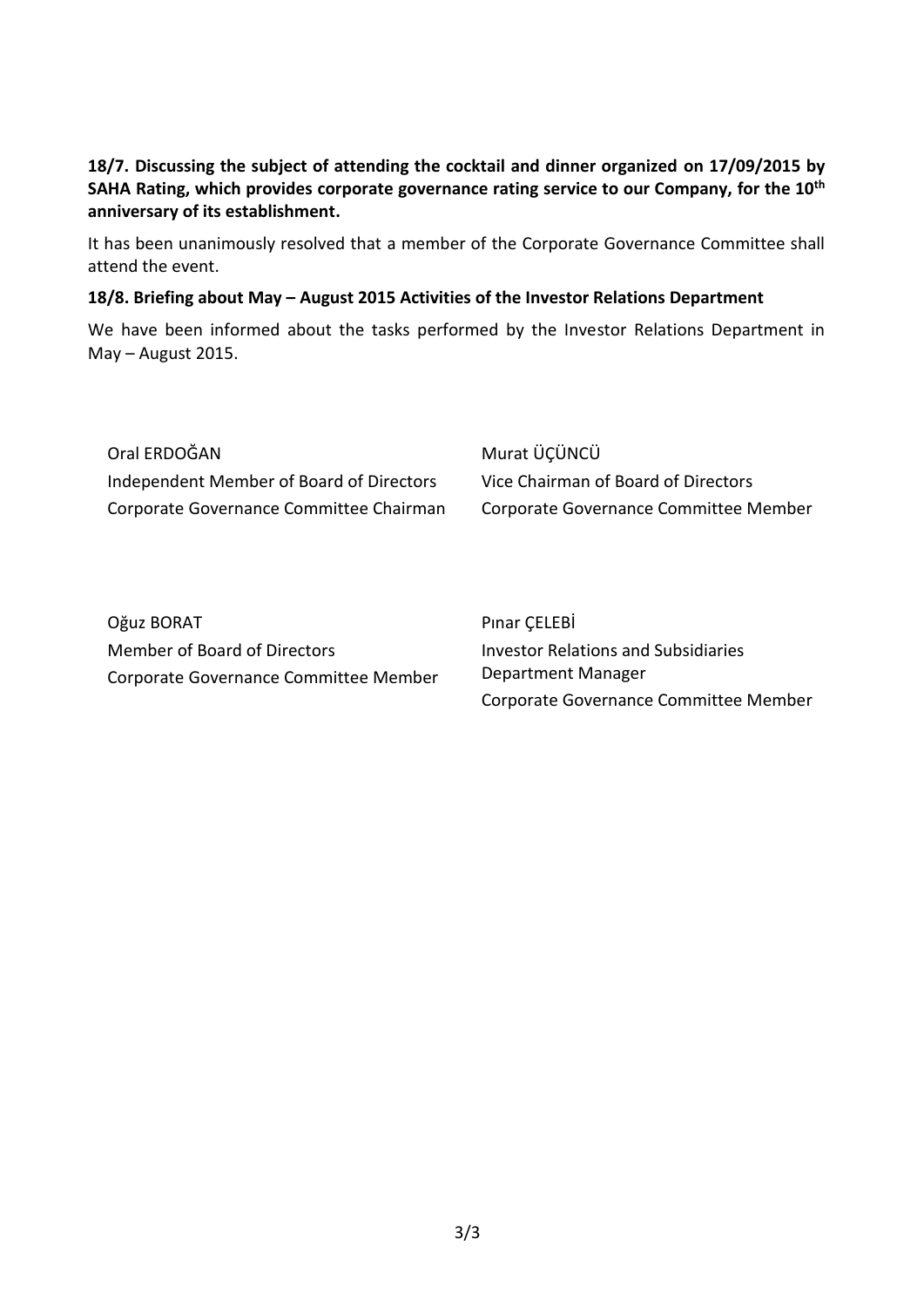**18/7. Discussing the subject of attending the cocktail and dinner organized on 17/09/2015 by SAHA Rating, which provides corporate governance rating service to our Company, for the 10th anniversary of its establishment.**

It has been unanimously resolved that a member of the Corporate Governance Committee shall attend the event.

**18/8. Briefing about May – August 2015 Activities of the Investor Relations Department**

We have been informed about the tasks performed by the Investor Relations Department in May – August 2015.

Oral ERDOĞAN
Independent Member of Board of Directors
Corporate Governance Committee Chairman

Murat ÜÇÜNCÜ
Vice Chairman of Board of Directors
Corporate Governance Committee Member

Oğuz BORAT
Member of Board of Directors
Corporate Governance Committee Member

Pınar ÇELEBİ
Investor Relations and Subsidiaries Department Manager
Corporate Governance Committee Member